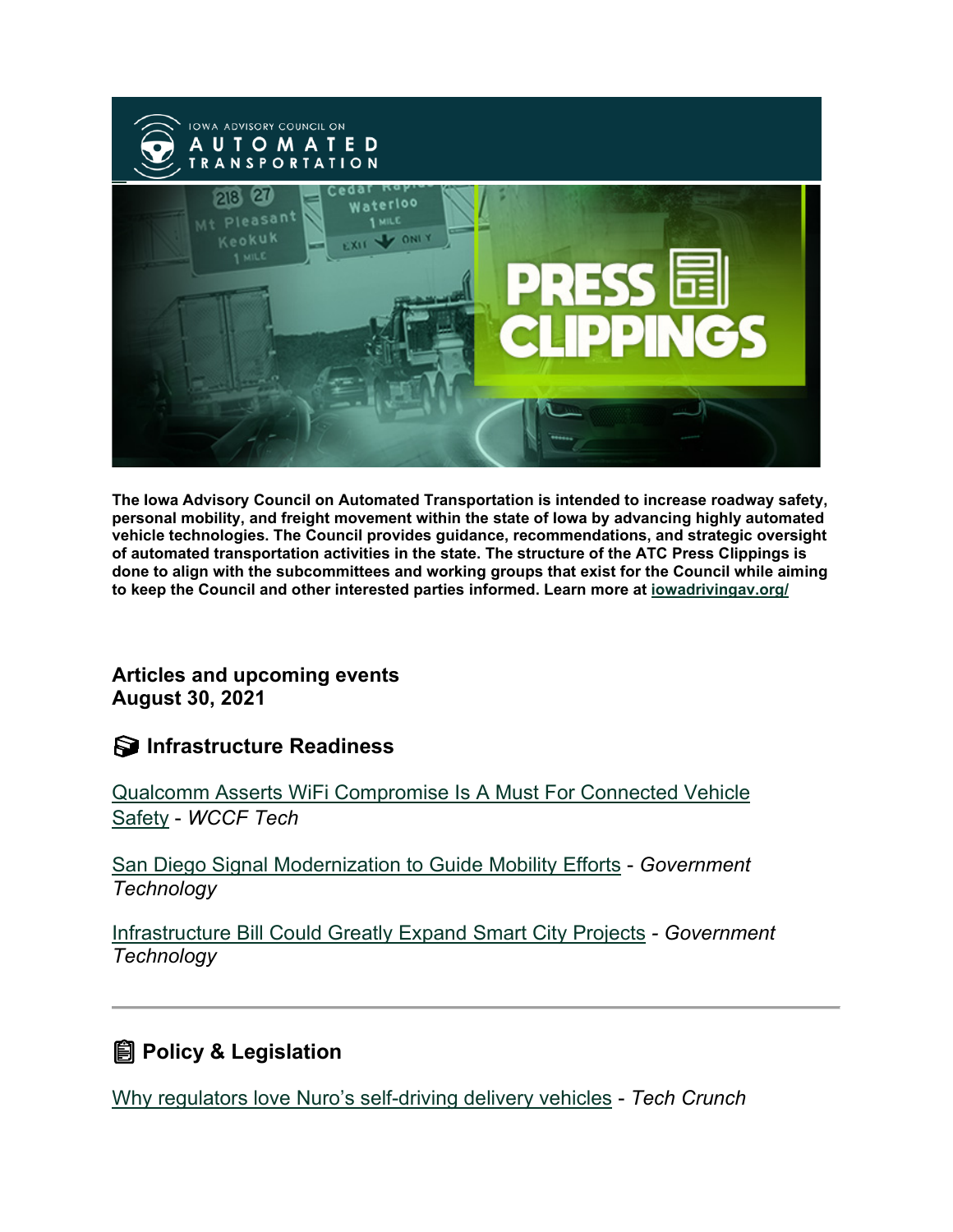**The Iowa Advisory Council on Automated Transportation is intended to increase roadway safety, personal mobility, and freight movement within the state of Iowa by advancing highly automated vehicle technologies. The Council provides guidance, recommendations, and strategic oversight of automated transportation activities in the state. The structure of the ATC Press Clippings is done to align with the subcommittees and working groups that exist for the Council while aiming to keep the Council and other interested parties informed. Learn more at iowadrivingav.org/**

## Articles and upcoming events
## August 30, 2021

### Infrastructure Readiness

Qualcomm Asserts WiFi Compromise Is A Must For Connected Vehicle Safety - *WCCF Tech*

San Diego Signal Modernization to Guide Mobility Efforts - *Government Technology*

Infrastructure Bill Could Greatly Expand Smart City Projects - *Government Technology*

---

### Policy & Legislation

Why regulators love Nuro's self-driving delivery vehicles - *Tech Crunch*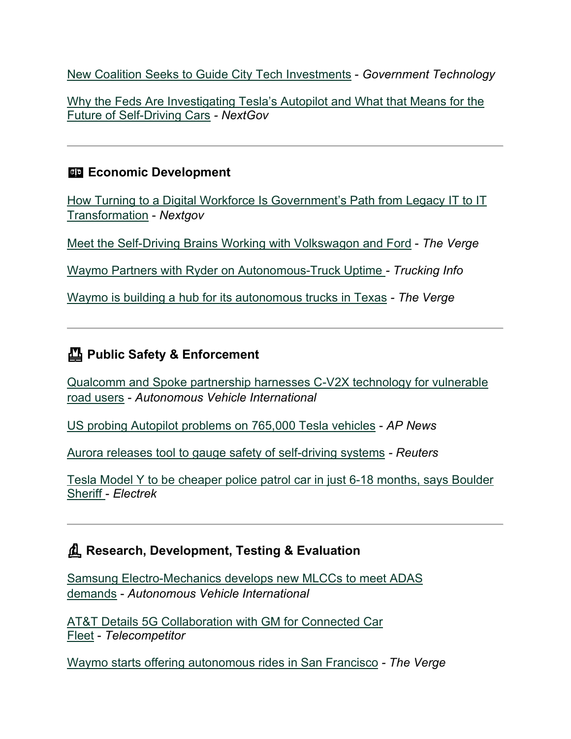New Coalition Seeks to Guide City Tech Investments - *Government Technology*

Why the Feds Are Investigating Tesla's Autopilot and What that Means for the Future of Self-Driving Cars - *NextGov*

---

### Economic Development

How Turning to a Digital Workforce Is Government's Path from Legacy IT to IT Transformation - *Nextgov*

Meet the Self-Driving Brains Working with Volkswagon and Ford - *The Verge*

Waymo Partners with Ryder on Autonomous-Truck Uptime - *Trucking Info*

Waymo is building a hub for its autonomous trucks in Texas - *The Verge*

---

### Public Safety & Enforcement

Qualcomm and Spoke partnership harnesses C-V2X technology for vulnerable road users - *Autonomous Vehicle International*

US probing Autopilot problems on 765,000 Tesla vehicles - *AP News*

Aurora releases tool to gauge safety of self-driving systems - *Reuters*

Tesla Model Y to be cheaper police patrol car in just 6-18 months, says Boulder Sheriff - *Electrek*

---

### Research, Development, Testing & Evaluation

Samsung Electro-Mechanics develops new MLCCs to meet ADAS demands - *Autonomous Vehicle International*

AT&T Details 5G Collaboration with GM for Connected Car Fleet - *Telecompetitor*

Waymo starts offering autonomous rides in San Francisco - *The Verge*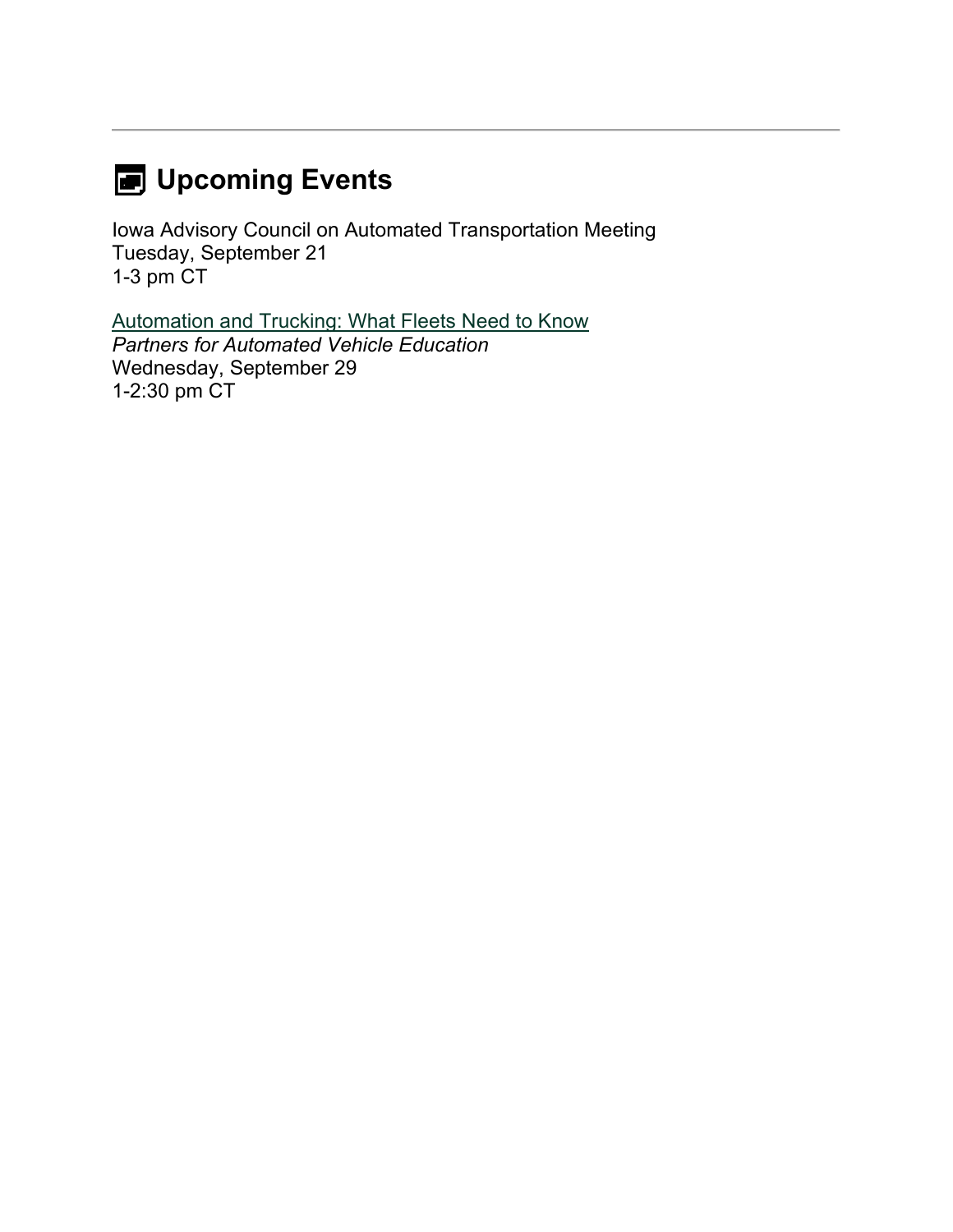---

## Upcoming Events

Iowa Advisory Council on Automated Transportation Meeting
Tuesday, September 21
1-3 pm CT

Automation and Trucking: What Fleets Need to Know
*Partners for Automated Vehicle Education*
Wednesday, September 29
1-2:30 pm CT